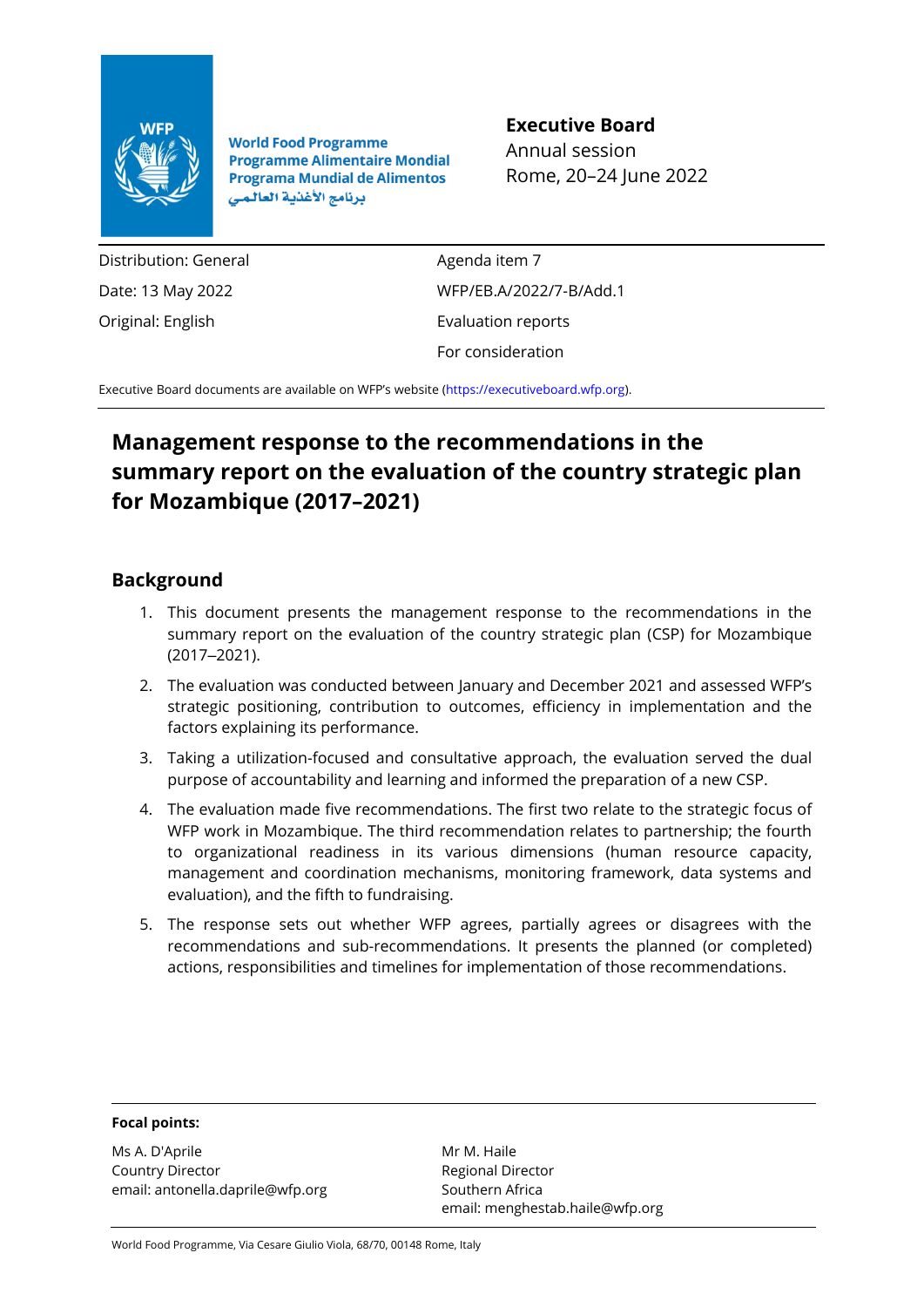World Food Programme
Programme Alimentaire Mondial
Programa Mundial de Alimentos
برنامج الأغذية العالمي

**Executive Board**
Annual session
Rome, 20–24 June 2022

| | |
|---|---|
| Distribution: General | Agenda item 7 |
| Date: 13 May 2022 | WFP/EB.A/2022/7-B/Add.1 |
| Original: English | Evaluation reports |
| | For consideration |

Executive Board documents are available on WFP's website (https://executiveboard.wfp.org).

# Management response to the recommendations in the summary report on the evaluation of the country strategic plan for Mozambique (2017–2021)

## Background

1. This document presents the management response to the recommendations in the summary report on the evaluation of the country strategic plan (CSP) for Mozambique (2017–2021).
2. The evaluation was conducted between January and December 2021 and assessed WFP's strategic positioning, contribution to outcomes, efficiency in implementation and the factors explaining its performance.
3. Taking a utilization-focused and consultative approach, the evaluation served the dual purpose of accountability and learning and informed the preparation of a new CSP.
4. The evaluation made five recommendations. The first two relate to the strategic focus of WFP work in Mozambique. The third recommendation relates to partnership; the fourth to organizational readiness in its various dimensions (human resource capacity, management and coordination mechanisms, monitoring framework, data systems and evaluation), and the fifth to fundraising.
5. The response sets out whether WFP agrees, partially agrees or disagrees with the recommendations and sub-recommendations. It presents the planned (or completed) actions, responsibilities and timelines for implementation of those recommendations.

**Focal points:**

Ms A. D'Aprile
Country Director
email: antonella.daprile@wfp.org

Mr M. Haile
Regional Director
Southern Africa
email: menghestab.haile@wfp.org

World Food Programme, Via Cesare Giulio Viola, 68/70, 00148 Rome, Italy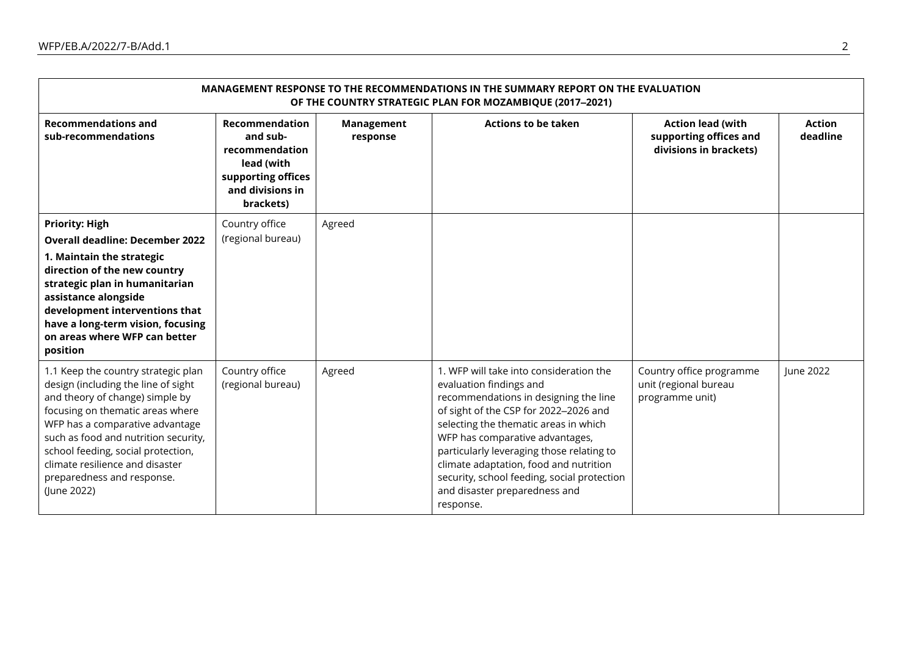| MANAGEMENT RESPONSE TO THE RECOMMENDATIONS IN THE SUMMARY REPORT ON THE EVALUATION OF THE COUNTRY STRATEGIC PLAN FOR MOZAMBIQUE (2017–2021) | | | | | |
|---|---|---|---|---|---|
| **Recommendations and sub-recommendations** | **Recommendation and sub-recommendation lead (with supporting offices and divisions in brackets)** | **Management response** | **Actions to be taken** | **Action lead (with supporting offices and divisions in brackets)** | **Action deadline** |
| **Priority: High**<br>**Overall deadline: December 2022**<br>**1. Maintain the strategic direction of the new country strategic plan in humanitarian assistance alongside development interventions that have a long-term vision, focusing on areas where WFP can better position** | Country office (regional bureau) | Agreed | | | |
| 1.1 Keep the country strategic plan design (including the line of sight and theory of change) simple by focusing on thematic areas where WFP has a comparative advantage such as food and nutrition security, school feeding, social protection, climate resilience and disaster preparedness and response. (June 2022) | Country office (regional bureau) | Agreed | 1. WFP will take into consideration the evaluation findings and recommendations in designing the line of sight of the CSP for 2022–2026 and selecting the thematic areas in which WFP has comparative advantages, particularly leveraging those relating to climate adaptation, food and nutrition security, school feeding, social protection and disaster preparedness and response. | Country office programme unit (regional bureau programme unit) | June 2022 |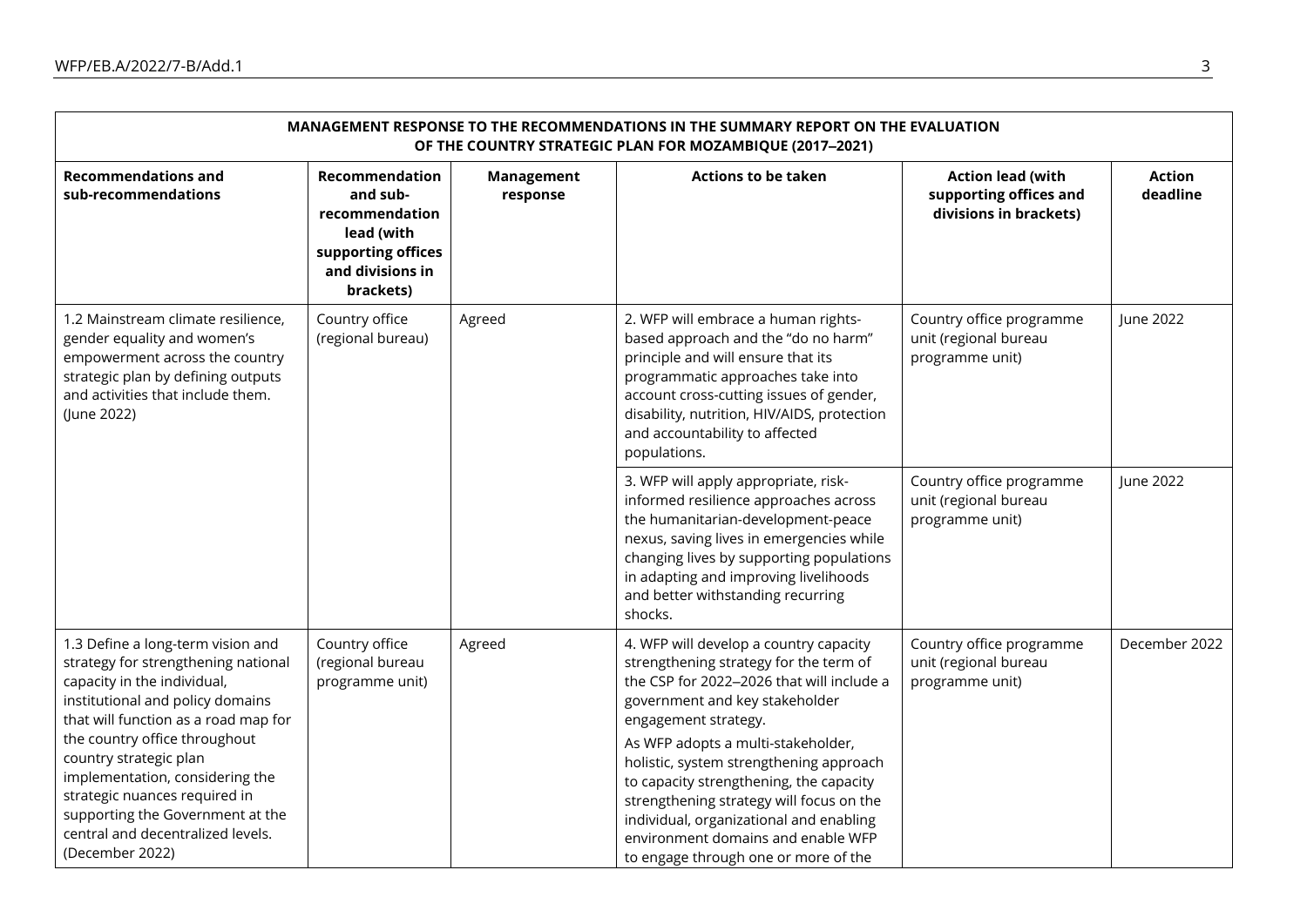| MANAGEMENT RESPONSE TO THE RECOMMENDATIONS IN THE SUMMARY REPORT ON THE EVALUATION OF THE COUNTRY STRATEGIC PLAN FOR MOZAMBIQUE (2017–2021) | | | | | |
|---|---|---|---|---|---|
| **Recommendations and sub-recommendations** | **Recommendation and sub-recommendation lead (with supporting offices and divisions in brackets)** | **Management response** | **Actions to be taken** | **Action lead (with supporting offices and divisions in brackets)** | **Action deadline** |
| 1.2 Mainstream climate resilience, gender equality and women's empowerment across the country strategic plan by defining outputs and activities that include them. (June 2022) | Country office (regional bureau) | Agreed | 2. WFP will embrace a human rights-based approach and the "do no harm" principle and will ensure that its programmatic approaches take into account cross-cutting issues of gender, disability, nutrition, HIV/AIDS, protection and accountability to affected populations. | Country office programme unit (regional bureau programme unit) | June 2022 |
| | | | 3. WFP will apply appropriate, risk-informed resilience approaches across the humanitarian-development-peace nexus, saving lives in emergencies while changing lives by supporting populations in adapting and improving livelihoods and better withstanding recurring shocks. | Country office programme unit (regional bureau programme unit) | June 2022 |
| 1.3 Define a long-term vision and strategy for strengthening national capacity in the individual, institutional and policy domains that will function as a road map for the country office throughout country strategic plan implementation, considering the strategic nuances required in supporting the Government at the central and decentralized levels. (December 2022) | Country office (regional bureau programme unit) | Agreed | 4. WFP will develop a country capacity strengthening strategy for the term of the CSP for 2022–2026 that will include a government and key stakeholder engagement strategy.<br><br>As WFP adopts a multi-stakeholder, holistic, system strengthening approach to capacity strengthening, the capacity strengthening strategy will focus on the individual, organizational and enabling environment domains and enable WFP to engage through one or more of the | Country office programme unit (regional bureau programme unit) | December 2022 |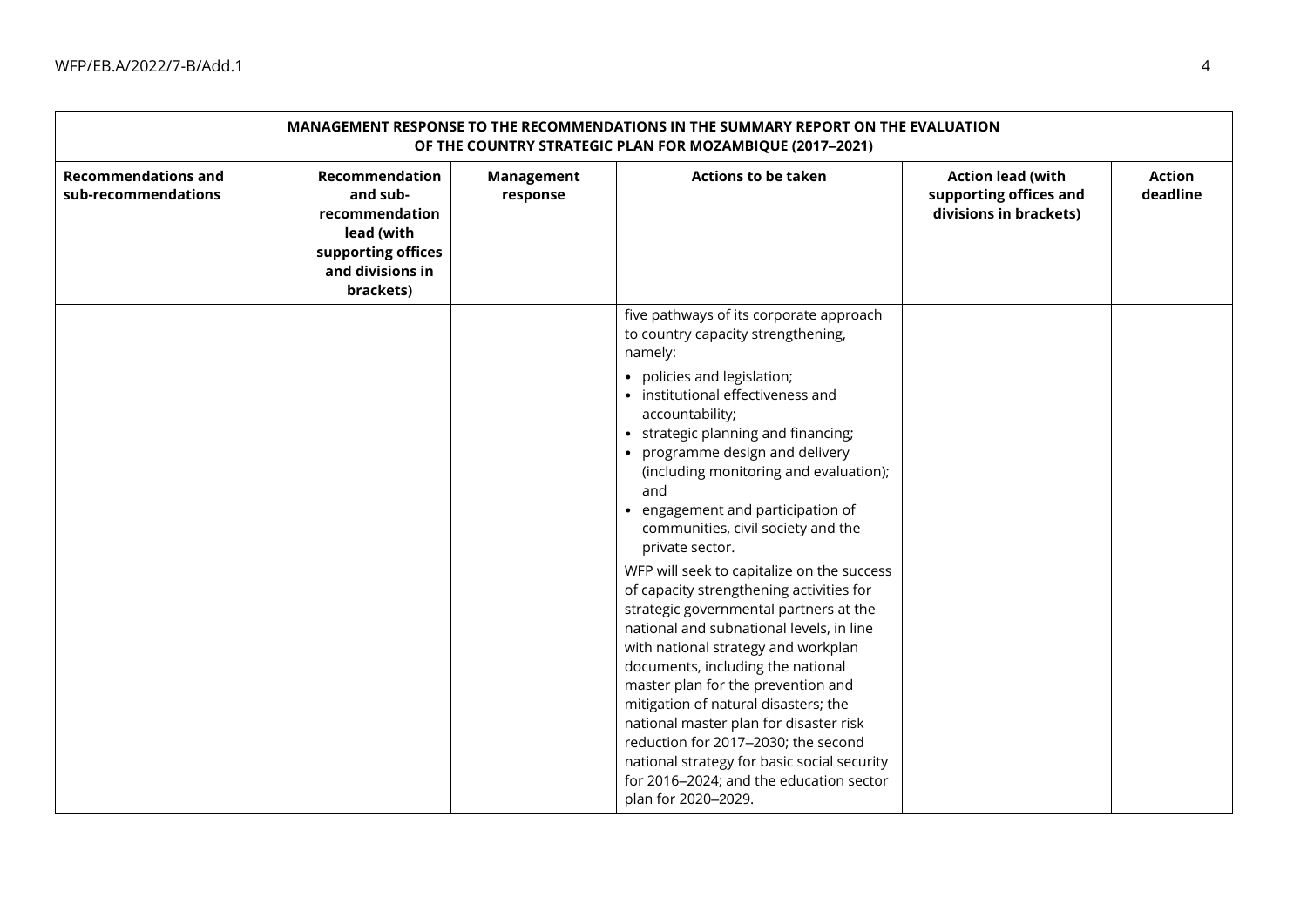| MANAGEMENT RESPONSE TO THE RECOMMENDATIONS IN THE SUMMARY REPORT ON THE EVALUATION OF THE COUNTRY STRATEGIC PLAN FOR MOZAMBIQUE (2017–2021) | | | | | |
|---|---|---|---|---|---|
| **Recommendations and sub-recommendations** | **Recommendation and sub-recommendation lead (with supporting offices and divisions in brackets)** | **Management response** | **Actions to be taken** | **Action lead (with supporting offices and divisions in brackets)** | **Action deadline** |
| | | | five pathways of its corporate approach to country capacity strengthening, namely:<br>• policies and legislation;<br>• institutional effectiveness and accountability;<br>• strategic planning and financing;<br>• programme design and delivery (including monitoring and evaluation); and<br>• engagement and participation of communities, civil society and the private sector.<br><br>WFP will seek to capitalize on the success of capacity strengthening activities for strategic governmental partners at the national and subnational levels, in line with national strategy and workplan documents, including the national master plan for the prevention and mitigation of natural disasters; the national master plan for disaster risk reduction for 2017–2030; the second national strategy for basic social security for 2016–2024; and the education sector plan for 2020–2029. | | |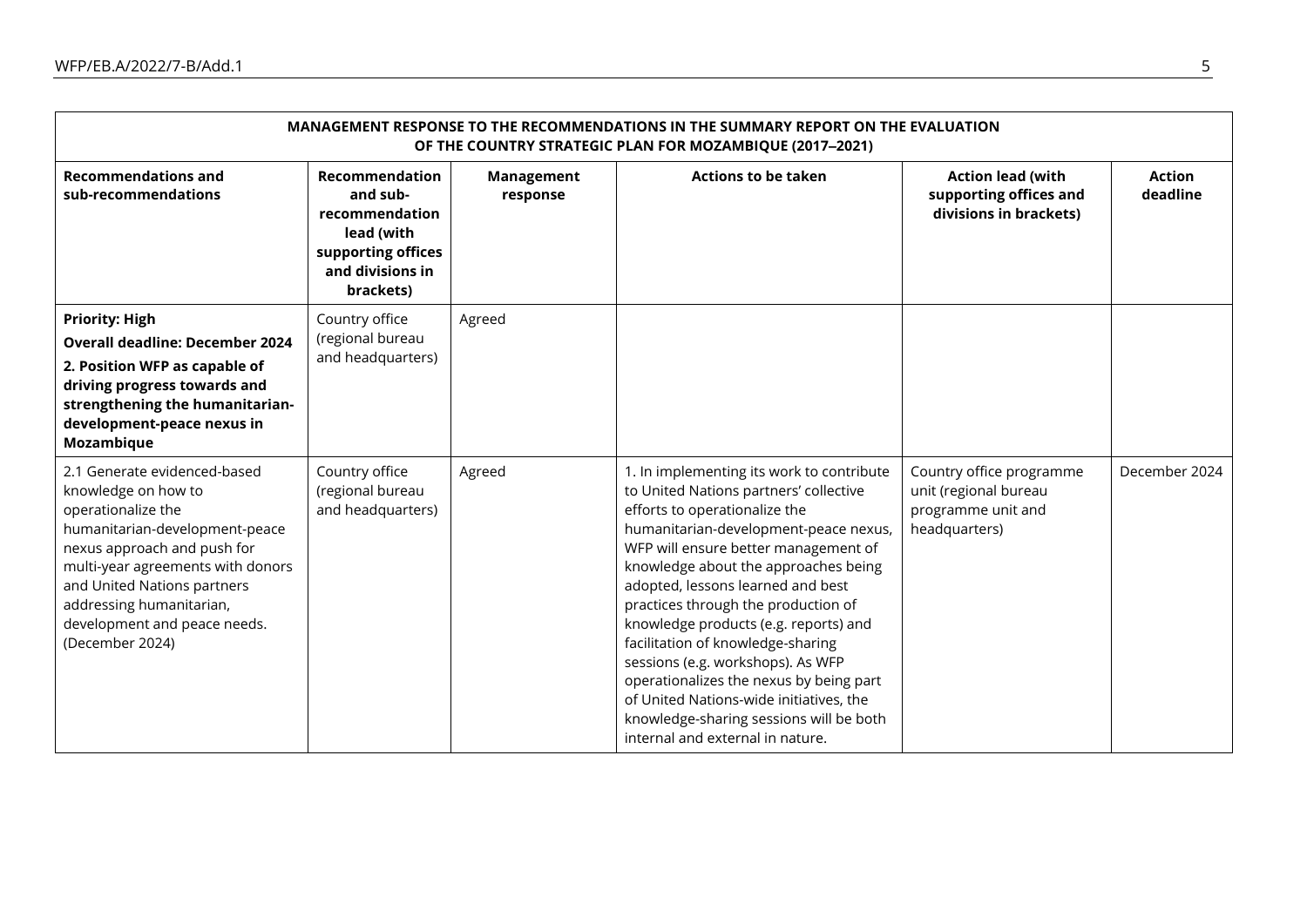| MANAGEMENT RESPONSE TO THE RECOMMENDATIONS IN THE SUMMARY REPORT ON THE EVALUATION OF THE COUNTRY STRATEGIC PLAN FOR MOZAMBIQUE (2017–2021) | | | | | |
|---|---|---|---|---|---|
| **Recommendations and sub-recommendations** | **Recommendation and sub-recommendation lead (with supporting offices and divisions in brackets)** | **Management response** | **Actions to be taken** | **Action lead (with supporting offices and divisions in brackets)** | **Action deadline** |
| **Priority: High**<br>**Overall deadline: December 2024**<br>**2. Position WFP as capable of driving progress towards and strengthening the humanitarian-development-peace nexus in Mozambique** | Country office (regional bureau and headquarters) | Agreed | | | |
| 2.1 Generate evidenced-based knowledge on how to operationalize the humanitarian-development-peace nexus approach and push for multi-year agreements with donors and United Nations partners addressing humanitarian, development and peace needs. (December 2024) | Country office (regional bureau and headquarters) | Agreed | 1. In implementing its work to contribute to United Nations partners' collective efforts to operationalize the humanitarian-development-peace nexus, WFP will ensure better management of knowledge about the approaches being adopted, lessons learned and best practices through the production of knowledge products (e.g. reports) and facilitation of knowledge-sharing sessions (e.g. workshops). As WFP operationalizes the nexus by being part of United Nations-wide initiatives, the knowledge-sharing sessions will be both internal and external in nature. | Country office programme unit (regional bureau programme unit and headquarters) | December 2024 |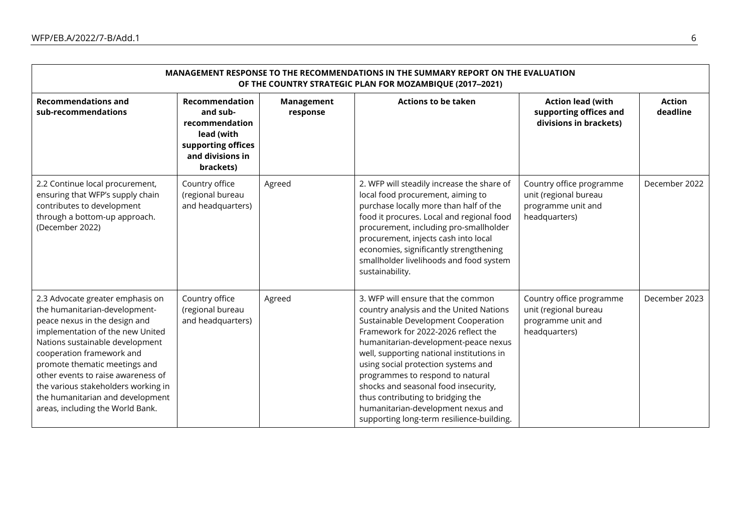| MANAGEMENT RESPONSE TO THE RECOMMENDATIONS IN THE SUMMARY REPORT ON THE EVALUATION OF THE COUNTRY STRATEGIC PLAN FOR MOZAMBIQUE (2017–2021) | | | | | |
|---|---|---|---|---|---|
| **Recommendations and sub-recommendations** | **Recommendation and sub-recommendation lead (with supporting offices and divisions in brackets)** | **Management response** | **Actions to be taken** | **Action lead (with supporting offices and divisions in brackets)** | **Action deadline** |
| 2.2 Continue local procurement, ensuring that WFP's supply chain contributes to development through a bottom-up approach. (December 2022) | Country office (regional bureau and headquarters) | Agreed | 2. WFP will steadily increase the share of local food procurement, aiming to purchase locally more than half of the food it procures. Local and regional food procurement, including pro-smallholder procurement, injects cash into local economies, significantly strengthening smallholder livelihoods and food system sustainability. | Country office programme unit (regional bureau programme unit and headquarters) | December 2022 |
| 2.3 Advocate greater emphasis on the humanitarian-development-peace nexus in the design and implementation of the new United Nations sustainable development cooperation framework and promote thematic meetings and other events to raise awareness of the various stakeholders working in the humanitarian and development areas, including the World Bank. | Country office (regional bureau and headquarters) | Agreed | 3. WFP will ensure that the common country analysis and the United Nations Sustainable Development Cooperation Framework for 2022-2026 reflect the humanitarian-development-peace nexus well, supporting national institutions in using social protection systems and programmes to respond to natural shocks and seasonal food insecurity, thus contributing to bridging the humanitarian-development nexus and supporting long-term resilience-building. | Country office programme unit (regional bureau programme unit and headquarters) | December 2023 |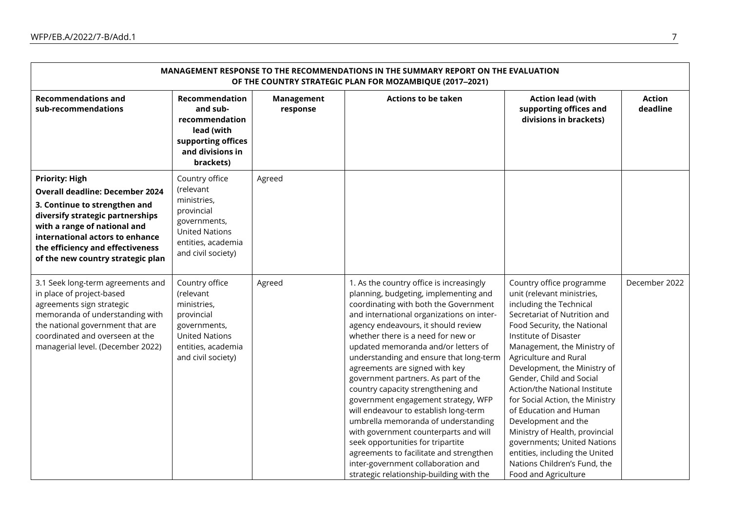| MANAGEMENT RESPONSE TO THE RECOMMENDATIONS IN THE SUMMARY REPORT ON THE EVALUATION OF THE COUNTRY STRATEGIC PLAN FOR MOZAMBIQUE (2017–2021) | | | | | |
|---|---|---|---|---|---|
| **Recommendations and sub-recommendations** | **Recommendation and sub-recommendation lead (with supporting offices and divisions in brackets)** | **Management response** | **Actions to be taken** | **Action lead (with supporting offices and divisions in brackets)** | **Action deadline** |
| **Priority: High**<br>**Overall deadline: December 2024**<br>**3. Continue to strengthen and diversify strategic partnerships with a range of national and international actors to enhance the efficiency and effectiveness of the new country strategic plan** | Country office (relevant ministries, provincial governments, United Nations entities, academia and civil society) | Agreed | | | |
| 3.1 Seek long-term agreements and in place of project-based agreements sign strategic memoranda of understanding with the national government that are coordinated and overseen at the managerial level. (December 2022) | Country office (relevant ministries, provincial governments, United Nations entities, academia and civil society) | Agreed | 1. As the country office is increasingly planning, budgeting, implementing and coordinating with both the Government and international organizations on inter-agency endeavours, it should review whether there is a need for new or updated memoranda and/or letters of understanding and ensure that long-term agreements are signed with key government partners. As part of the country capacity strengthening and government engagement strategy, WFP will endeavour to establish long-term umbrella memoranda of understanding with government counterparts and will seek opportunities for tripartite agreements to facilitate and strengthen inter-government collaboration and strategic relationship-building with the | Country office programme unit (relevant ministries, including the Technical Secretariat of Nutrition and Food Security, the National Institute of Disaster Management, the Ministry of Agriculture and Rural Development, the Ministry of Gender, Child and Social Action/the National Institute for Social Action, the Ministry of Education and Human Development and the Ministry of Health, provincial governments; United Nations entities, including the United Nations Children's Fund, the Food and Agriculture | December 2022 |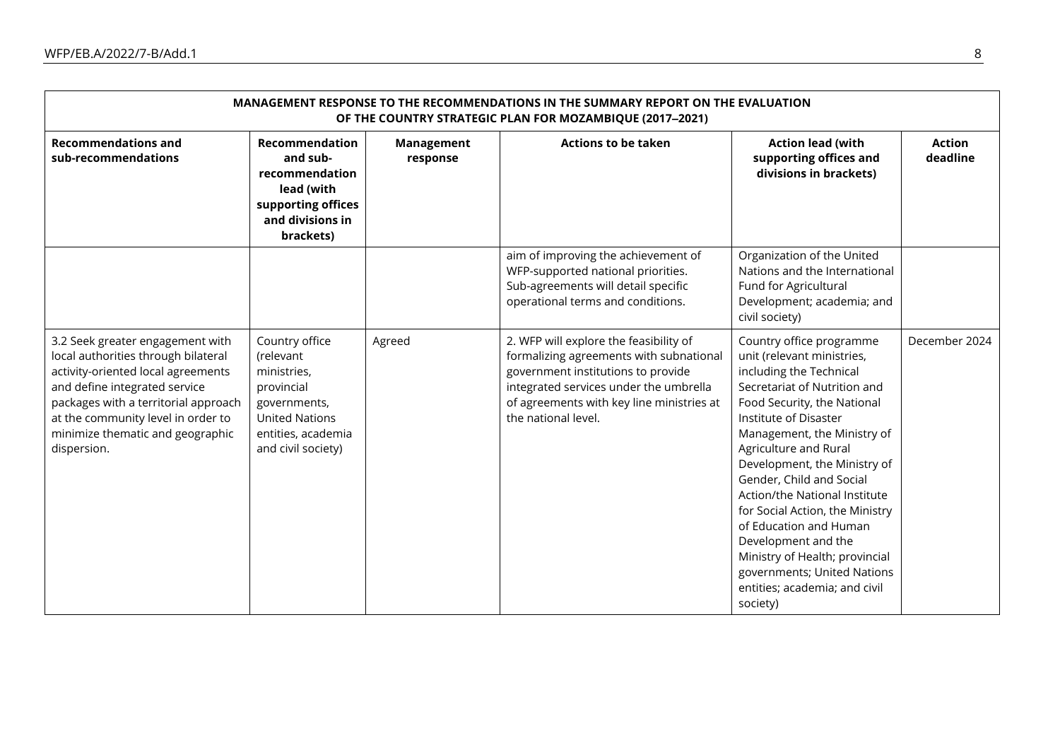| MANAGEMENT RESPONSE TO THE RECOMMENDATIONS IN THE SUMMARY REPORT ON THE EVALUATION OF THE COUNTRY STRATEGIC PLAN FOR MOZAMBIQUE (2017–2021) | | | | | |
|---|---|---|---|---|---|
| **Recommendations and sub-recommendations** | **Recommendation and sub-recommendation lead (with supporting offices and divisions in brackets)** | **Management response** | **Actions to be taken** | **Action lead (with supporting offices and divisions in brackets)** | **Action deadline** |
| | | | aim of improving the achievement of WFP-supported national priorities. Sub-agreements will detail specific operational terms and conditions. | Organization of the United Nations and the International Fund for Agricultural Development; academia; and civil society) | |
| 3.2 Seek greater engagement with local authorities through bilateral activity-oriented local agreements and define integrated service packages with a territorial approach at the community level in order to minimize thematic and geographic dispersion. | Country office (relevant ministries, provincial governments, United Nations entities, academia and civil society) | Agreed | 2. WFP will explore the feasibility of formalizing agreements with subnational government institutions to provide integrated services under the umbrella of agreements with key line ministries at the national level. | Country office programme unit (relevant ministries, including the Technical Secretariat of Nutrition and Food Security, the National Institute of Disaster Management, the Ministry of Agriculture and Rural Development, the Ministry of Gender, Child and Social Action/the National Institute for Social Action, the Ministry of Education and Human Development and the Ministry of Health; provincial governments; United Nations entities; academia; and civil society) | December 2024 |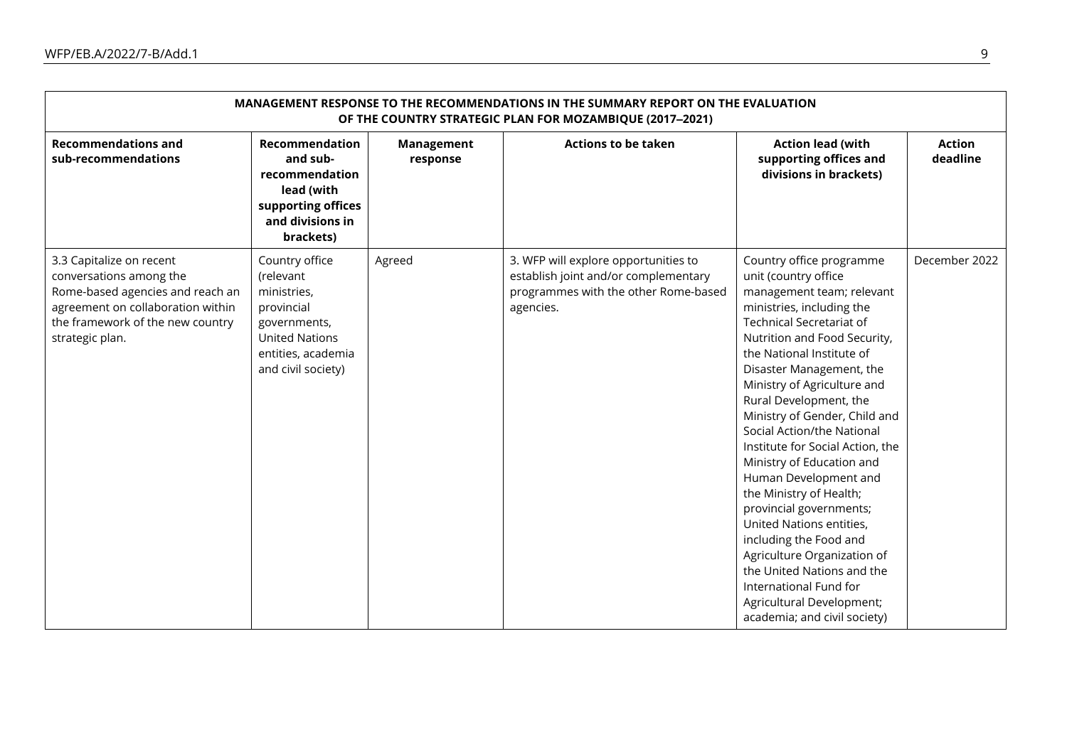| MANAGEMENT RESPONSE TO THE RECOMMENDATIONS IN THE SUMMARY REPORT ON THE EVALUATION OF THE COUNTRY STRATEGIC PLAN FOR MOZAMBIQUE (2017–2021) | | | | | |
|---|---|---|---|---|---|
| **Recommendations and sub-recommendations** | **Recommendation and sub-recommendation lead (with supporting offices and divisions in brackets)** | **Management response** | **Actions to be taken** | **Action lead (with supporting offices and divisions in brackets)** | **Action deadline** |
| 3.3 Capitalize on recent conversations among the Rome-based agencies and reach an agreement on collaboration within the framework of the new country strategic plan. | Country office (relevant ministries, provincial governments, United Nations entities, academia and civil society) | Agreed | 3. WFP will explore opportunities to establish joint and/or complementary programmes with the other Rome-based agencies. | Country office programme unit (country office management team; relevant ministries, including the Technical Secretariat of Nutrition and Food Security, the National Institute of Disaster Management, the Ministry of Agriculture and Rural Development, the Ministry of Gender, Child and Social Action/the National Institute for Social Action, the Ministry of Education and Human Development and the Ministry of Health; provincial governments; United Nations entities, including the Food and Agriculture Organization of the United Nations and the International Fund for Agricultural Development; academia; and civil society) | December 2022 |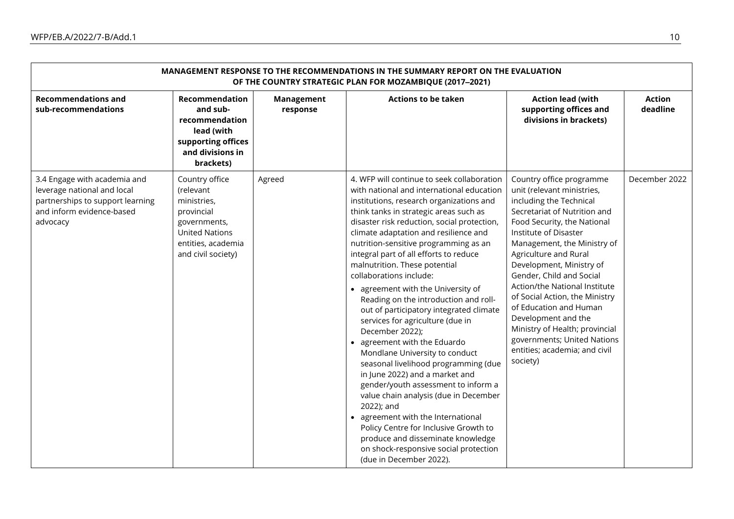| MANAGEMENT RESPONSE TO THE RECOMMENDATIONS IN THE SUMMARY REPORT ON THE EVALUATION OF THE COUNTRY STRATEGIC PLAN FOR MOZAMBIQUE (2017–2021) | | | | | |
|---|---|---|---|---|---|
| **Recommendations and sub-recommendations** | **Recommendation and sub-recommendation lead (with supporting offices and divisions in brackets)** | **Management response** | **Actions to be taken** | **Action lead (with supporting offices and divisions in brackets)** | **Action deadline** |
| 3.4 Engage with academia and leverage national and local partnerships to support learning and inform evidence-based advocacy | Country office (relevant ministries, provincial governments, United Nations entities, academia and civil society) | Agreed | 4. WFP will continue to seek collaboration with national and international education institutions, research organizations and think tanks in strategic areas such as disaster risk reduction, social protection, climate adaptation and resilience and nutrition-sensitive programming as an integral part of all efforts to reduce malnutrition. These potential collaborations include:<br>• agreement with the University of Reading on the introduction and roll-out of participatory integrated climate services for agriculture (due in December 2022);<br>• agreement with the Eduardo Mondlane University to conduct seasonal livelihood programming (due in June 2022) and a market and gender/youth assessment to inform a value chain analysis (due in December 2022); and<br>• agreement with the International Policy Centre for Inclusive Growth to produce and disseminate knowledge on shock-responsive social protection (due in December 2022). | Country office programme unit (relevant ministries, including the Technical Secretariat of Nutrition and Food Security, the National Institute of Disaster Management, the Ministry of Agriculture and Rural Development, Ministry of Gender, Child and Social Action/the National Institute of Social Action, the Ministry of Education and Human Development and the Ministry of Health; provincial governments; United Nations entities; academia; and civil society) | December 2022 |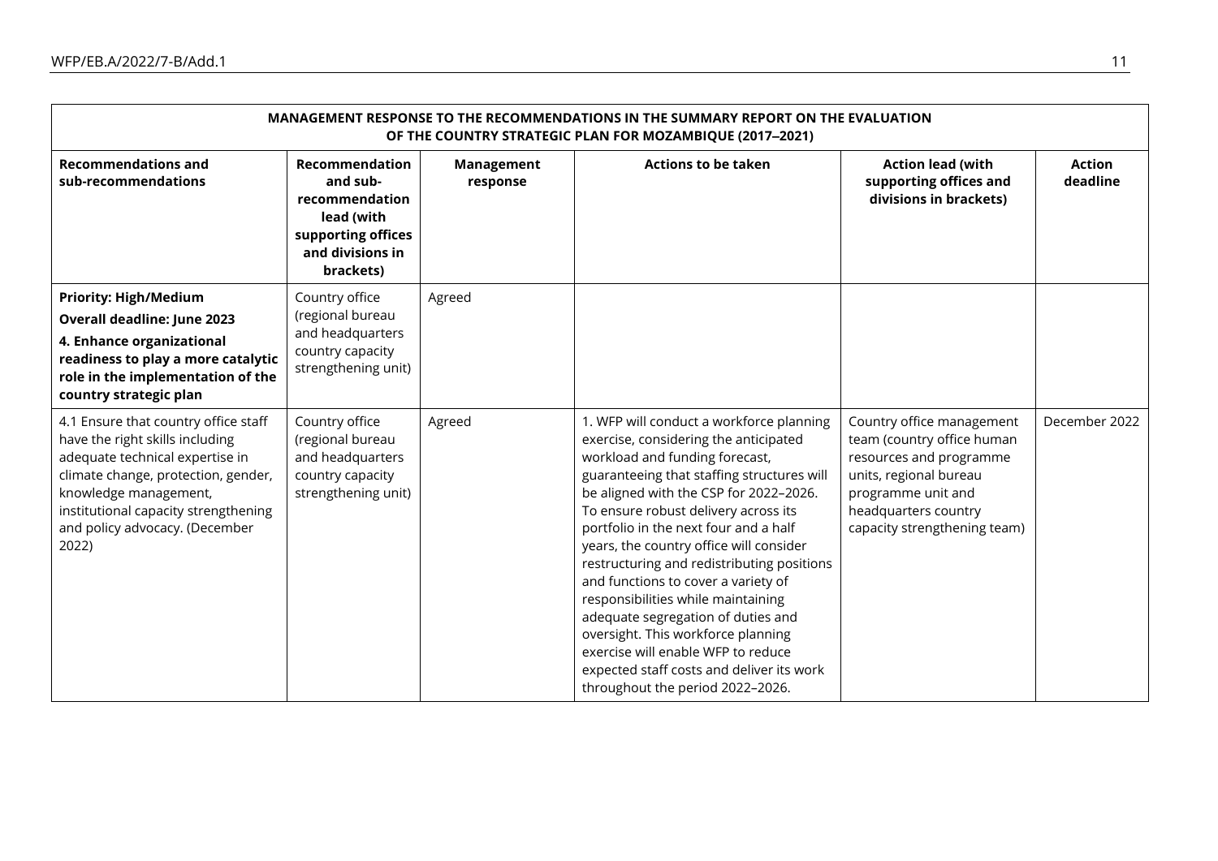| MANAGEMENT RESPONSE TO THE RECOMMENDATIONS IN THE SUMMARY REPORT ON THE EVALUATION OF THE COUNTRY STRATEGIC PLAN FOR MOZAMBIQUE (2017–2021) | | | | | |
|---|---|---|---|---|---|
| **Recommendations and sub-recommendations** | **Recommendation and sub-recommendation lead (with supporting offices and divisions in brackets)** | **Management response** | **Actions to be taken** | **Action lead (with supporting offices and divisions in brackets)** | **Action deadline** |
| **Priority: High/Medium**<br>**Overall deadline: June 2023**<br>**4. Enhance organizational readiness to play a more catalytic role in the implementation of the country strategic plan** | Country office (regional bureau and headquarters country capacity strengthening unit) | Agreed | | | |
| 4.1 Ensure that country office staff have the right skills including adequate technical expertise in climate change, protection, gender, knowledge management, institutional capacity strengthening and policy advocacy. (December 2022) | Country office (regional bureau and headquarters country capacity strengthening unit) | Agreed | 1. WFP will conduct a workforce planning exercise, considering the anticipated workload and funding forecast, guaranteeing that staffing structures will be aligned with the CSP for 2022–2026. To ensure robust delivery across its portfolio in the next four and a half years, the country office will consider restructuring and redistributing positions and functions to cover a variety of responsibilities while maintaining adequate segregation of duties and oversight. This workforce planning exercise will enable WFP to reduce expected staff costs and deliver its work throughout the period 2022–2026. | Country office management team (country office human resources and programme units, regional bureau programme unit and headquarters country capacity strengthening team) | December 2022 |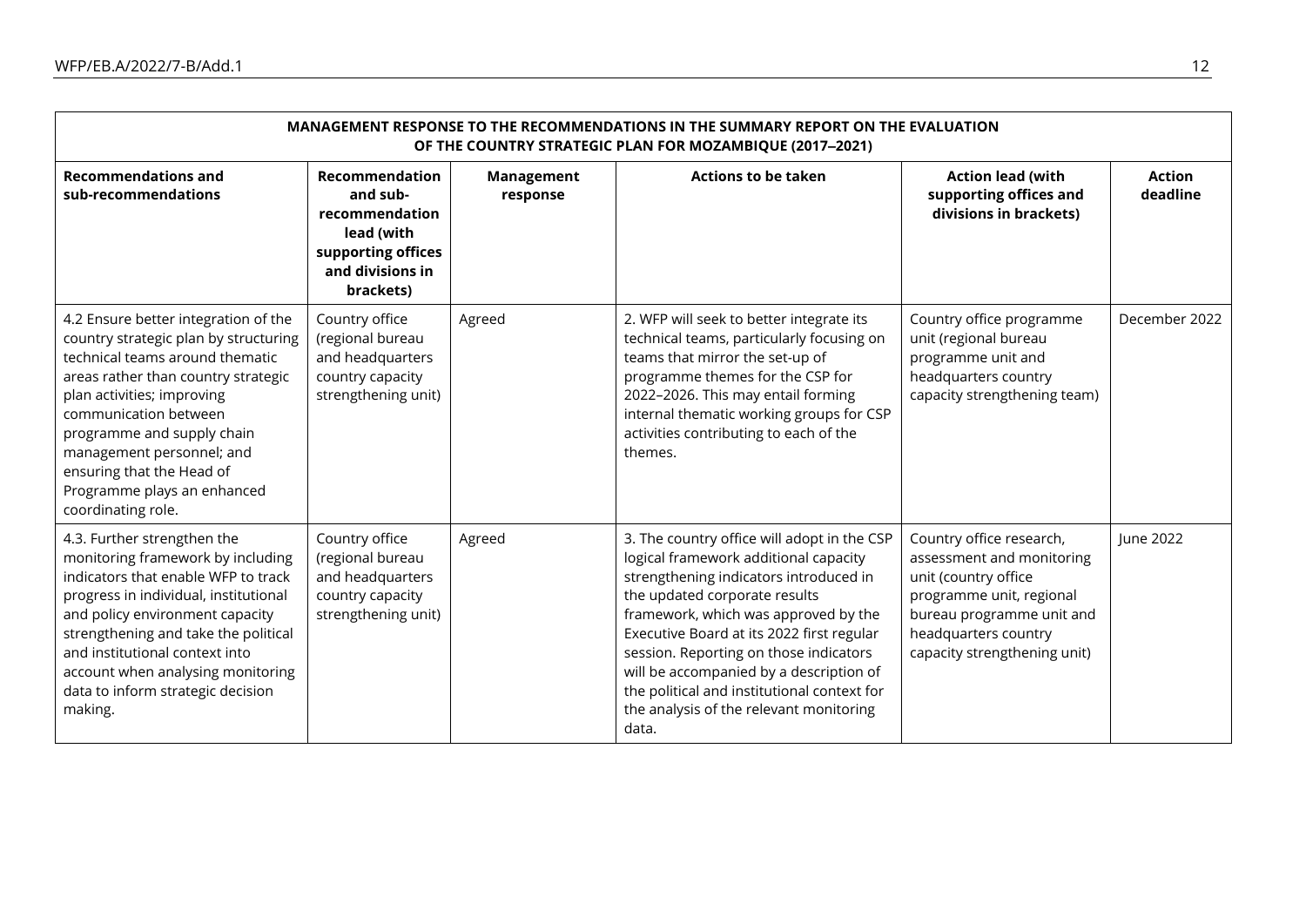| MANAGEMENT RESPONSE TO THE RECOMMENDATIONS IN THE SUMMARY REPORT ON THE EVALUATION OF THE COUNTRY STRATEGIC PLAN FOR MOZAMBIQUE (2017–2021) | | | | | |
|---|---|---|---|---|---|
| **Recommendations and sub-recommendations** | **Recommendation and sub-recommendation lead (with supporting offices and divisions in brackets)** | **Management response** | **Actions to be taken** | **Action lead (with supporting offices and divisions in brackets)** | **Action deadline** |
| 4.2 Ensure better integration of the country strategic plan by structuring technical teams around thematic areas rather than country strategic plan activities; improving communication between programme and supply chain management personnel; and ensuring that the Head of Programme plays an enhanced coordinating role. | Country office (regional bureau and headquarters country capacity strengthening unit) | Agreed | 2. WFP will seek to better integrate its technical teams, particularly focusing on teams that mirror the set-up of programme themes for the CSP for 2022–2026. This may entail forming internal thematic working groups for CSP activities contributing to each of the themes. | Country office programme unit (regional bureau programme unit and headquarters country capacity strengthening team) | December 2022 |
| 4.3. Further strengthen the monitoring framework by including indicators that enable WFP to track progress in individual, institutional and policy environment capacity strengthening and take the political and institutional context into account when analysing monitoring data to inform strategic decision making. | Country office (regional bureau and headquarters country capacity strengthening unit) | Agreed | 3. The country office will adopt in the CSP logical framework additional capacity strengthening indicators introduced in the updated corporate results framework, which was approved by the Executive Board at its 2022 first regular session. Reporting on those indicators will be accompanied by a description of the political and institutional context for the analysis of the relevant monitoring data. | Country office research, assessment and monitoring unit (country office programme unit, regional bureau programme unit and headquarters country capacity strengthening unit) | June 2022 |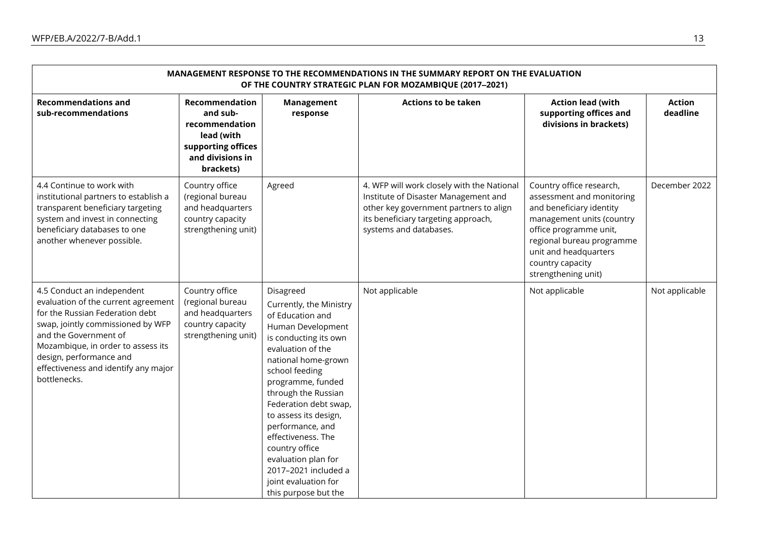| MANAGEMENT RESPONSE TO THE RECOMMENDATIONS IN THE SUMMARY REPORT ON THE EVALUATION OF THE COUNTRY STRATEGIC PLAN FOR MOZAMBIQUE (2017–2021) | | | | | |
|---|---|---|---|---|---|
| **Recommendations and sub-recommendations** | **Recommendation and sub-recommendation lead (with supporting offices and divisions in brackets)** | **Management response** | **Actions to be taken** | **Action lead (with supporting offices and divisions in brackets)** | **Action deadline** |
| 4.4 Continue to work with institutional partners to establish a transparent beneficiary targeting system and invest in connecting beneficiary databases to one another whenever possible. | Country office (regional bureau and headquarters country capacity strengthening unit) | Agreed | 4. WFP will work closely with the National Institute of Disaster Management and other key government partners to align its beneficiary targeting approach, systems and databases. | Country office research, assessment and monitoring and beneficiary identity management units (country office programme unit, regional bureau programme unit and headquarters country capacity strengthening unit) | December 2022 |
| 4.5 Conduct an independent evaluation of the current agreement for the Russian Federation debt swap, jointly commissioned by WFP and the Government of Mozambique, in order to assess its design, performance and effectiveness and identify any major bottlenecks. | Country office (regional bureau and headquarters country capacity strengthening unit) | Disagreed<br>Currently, the Ministry of Education and Human Development is conducting its own evaluation of the national home-grown school feeding programme, funded through the Russian Federation debt swap, to assess its design, performance, and effectiveness. The country office evaluation plan for 2017–2021 included a joint evaluation for this purpose but the | Not applicable | Not applicable | Not applicable |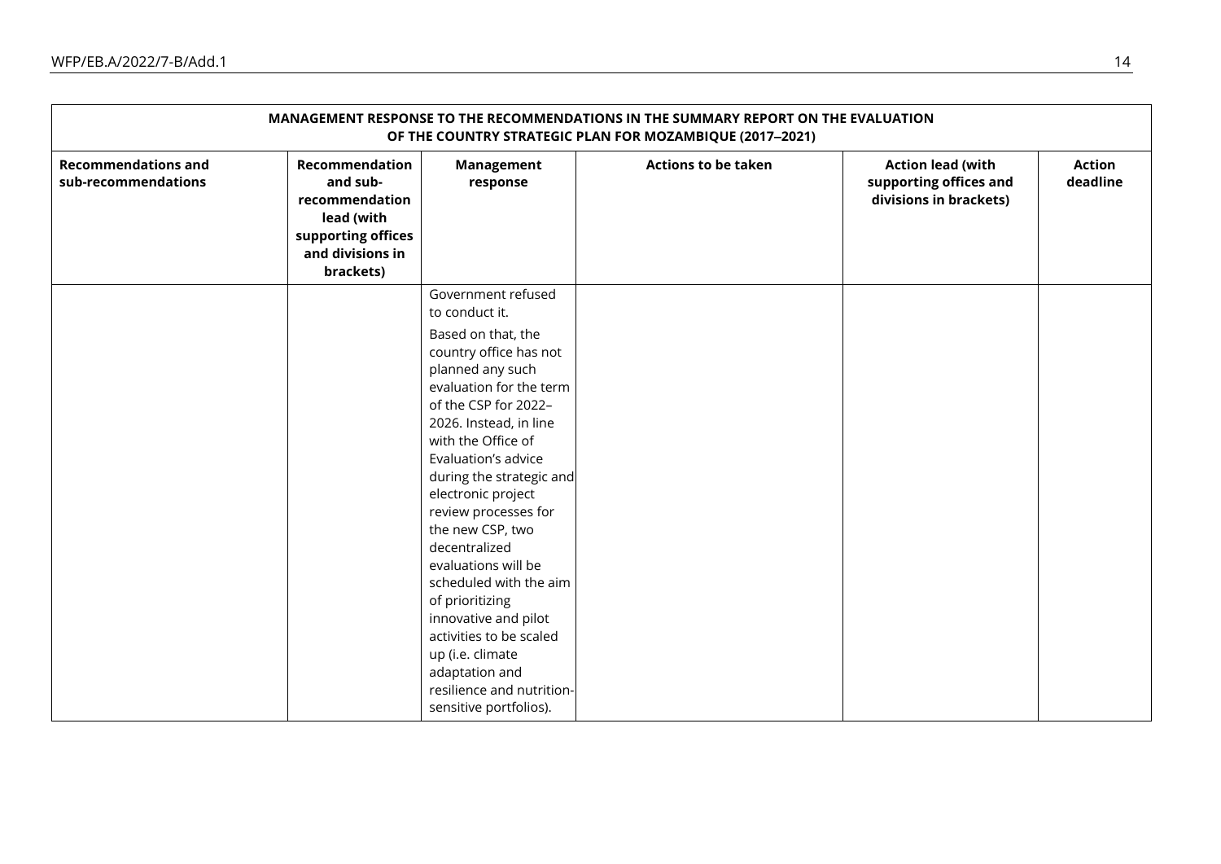| MANAGEMENT RESPONSE TO THE RECOMMENDATIONS IN THE SUMMARY REPORT ON THE EVALUATION OF THE COUNTRY STRATEGIC PLAN FOR MOZAMBIQUE (2017–2021) | | | | | |
|---|---|---|---|---|---|
| **Recommendations and sub-recommendations** | **Recommendation and sub-recommendation lead (with supporting offices and divisions in brackets)** | **Management response** | **Actions to be taken** | **Action lead (with supporting offices and divisions in brackets)** | **Action deadline** |
| | | Government refused to conduct it. Based on that, the country office has not planned any such evaluation for the term of the CSP for 2022–2026. Instead, in line with the Office of Evaluation's advice during the strategic and electronic project review processes for the new CSP, two decentralized evaluations will be scheduled with the aim of prioritizing innovative and pilot activities to be scaled up (i.e. climate adaptation and resilience and nutrition-sensitive portfolios). | | | |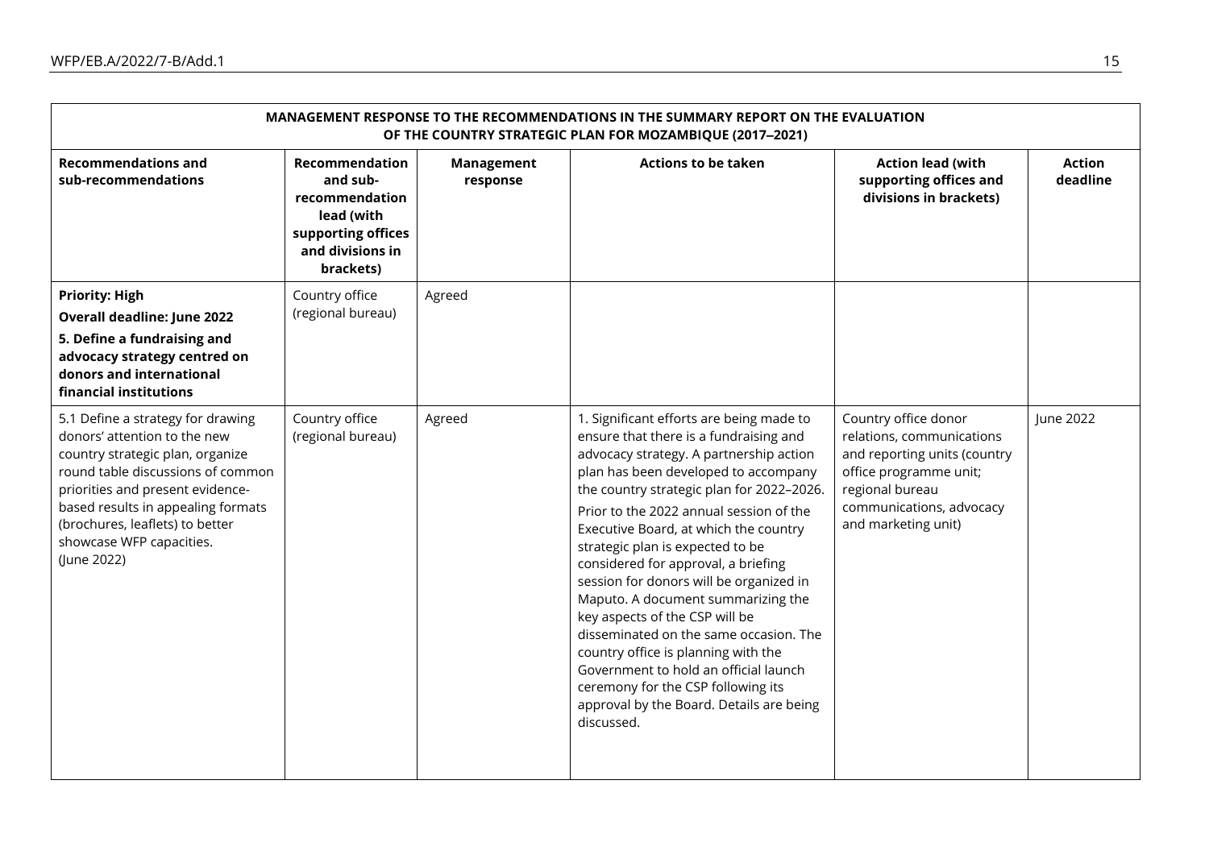| MANAGEMENT RESPONSE TO THE RECOMMENDATIONS IN THE SUMMARY REPORT ON THE EVALUATION OF THE COUNTRY STRATEGIC PLAN FOR MOZAMBIQUE (2017–2021) | | | | | |
|---|---|---|---|---|---|
| **Recommendations and sub-recommendations** | **Recommendation and sub-recommendation lead (with supporting offices and divisions in brackets)** | **Management response** | **Actions to be taken** | **Action lead (with supporting offices and divisions in brackets)** | **Action deadline** |
| **Priority: High**<br>**Overall deadline: June 2022**<br>**5. Define a fundraising and advocacy strategy centred on donors and international financial institutions** | Country office (regional bureau) | Agreed | | | |
| 5.1 Define a strategy for drawing donors' attention to the new country strategic plan, organize round table discussions of common priorities and present evidence-based results in appealing formats (brochures, leaflets) to better showcase WFP capacities.<br>(June 2022) | Country office (regional bureau) | Agreed | 1. Significant efforts are being made to ensure that there is a fundraising and advocacy strategy. A partnership action plan has been developed to accompany the country strategic plan for 2022–2026.<br>Prior to the 2022 annual session of the Executive Board, at which the country strategic plan is expected to be considered for approval, a briefing session for donors will be organized in Maputo. A document summarizing the key aspects of the CSP will be disseminated on the same occasion. The country office is planning with the Government to hold an official launch ceremony for the CSP following its approval by the Board. Details are being discussed. | Country office donor relations, communications and reporting units (country office programme unit; regional bureau communications, advocacy and marketing unit) | June 2022 |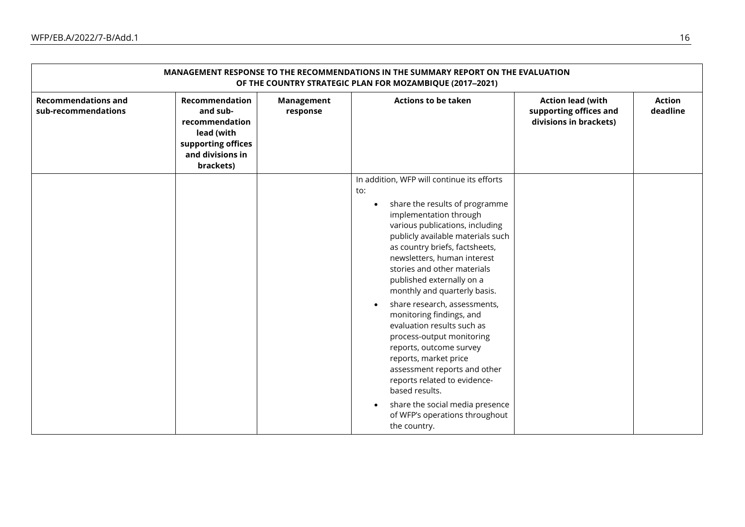| MANAGEMENT RESPONSE TO THE RECOMMENDATIONS IN THE SUMMARY REPORT ON THE EVALUATION OF THE COUNTRY STRATEGIC PLAN FOR MOZAMBIQUE (2017–2021) | | | | | |
|---|---|---|---|---|---|
| **Recommendations and sub-recommendations** | **Recommendation and sub-recommendation lead (with supporting offices and divisions in brackets)** | **Management response** | **Actions to be taken** | **Action lead (with supporting offices and divisions in brackets)** | **Action deadline** |
| | | | In addition, WFP will continue its efforts to:<br>• share the results of programme implementation through various publications, including publicly available materials such as country briefs, factsheets, newsletters, human interest stories and other materials published externally on a monthly and quarterly basis.<br>• share research, assessments, monitoring findings, and evaluation results such as process-output monitoring reports, outcome survey reports, market price assessment reports and other reports related to evidence-based results.<br>• share the social media presence of WFP's operations throughout the country. | | |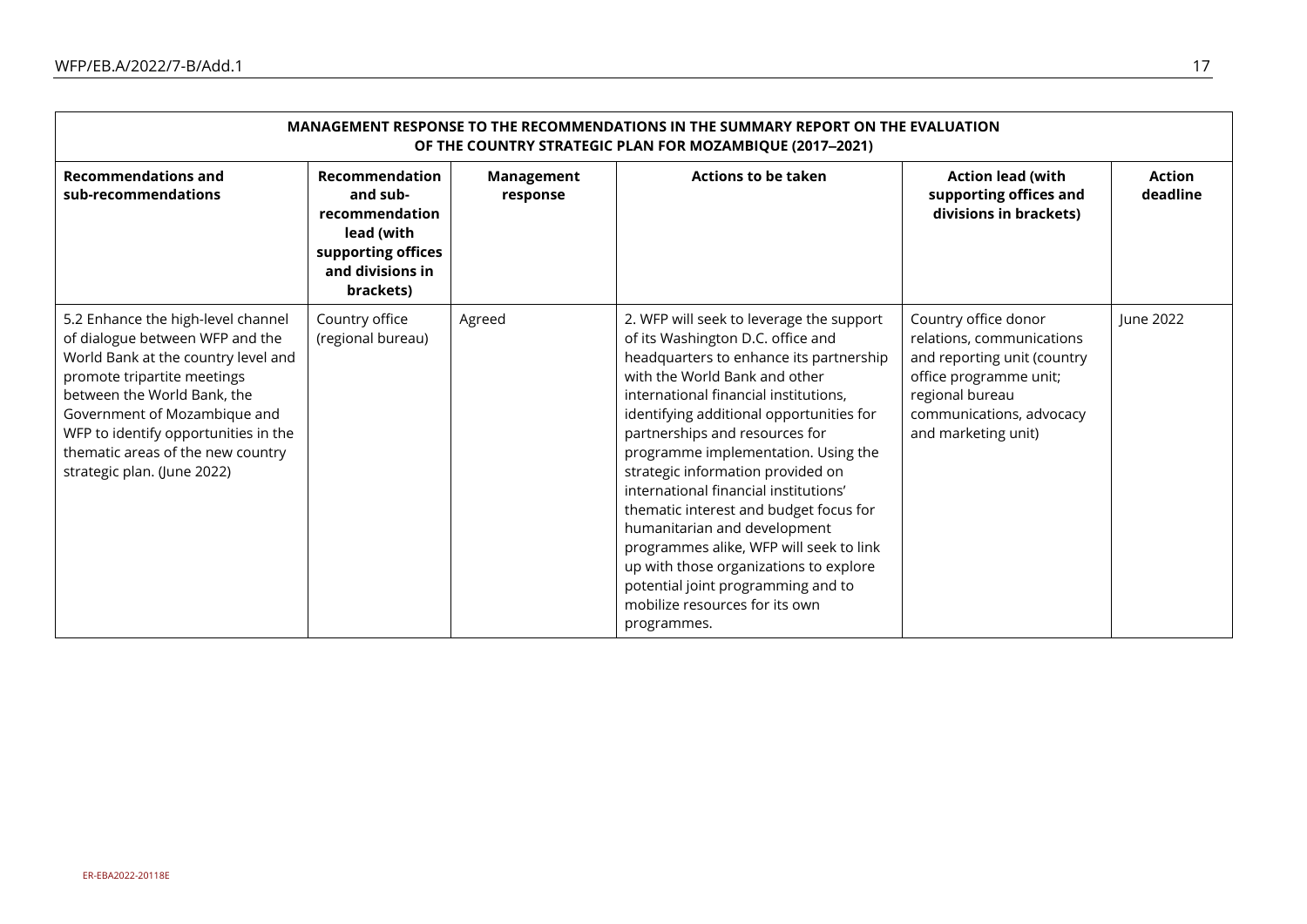| MANAGEMENT RESPONSE TO THE RECOMMENDATIONS IN THE SUMMARY REPORT ON THE EVALUATION OF THE COUNTRY STRATEGIC PLAN FOR MOZAMBIQUE (2017–2021) | | | | | |
|---|---|---|---|---|---|
| **Recommendations and sub-recommendations** | **Recommendation and sub-recommendation lead (with supporting offices and divisions in brackets)** | **Management response** | **Actions to be taken** | **Action lead (with supporting offices and divisions in brackets)** | **Action deadline** |
| 5.2 Enhance the high-level channel of dialogue between WFP and the World Bank at the country level and promote tripartite meetings between the World Bank, the Government of Mozambique and WFP to identify opportunities in the thematic areas of the new country strategic plan. (June 2022) | Country office (regional bureau) | Agreed | 2. WFP will seek to leverage the support of its Washington D.C. office and headquarters to enhance its partnership with the World Bank and other international financial institutions, identifying additional opportunities for partnerships and resources for programme implementation. Using the strategic information provided on international financial institutions' thematic interest and budget focus for humanitarian and development programmes alike, WFP will seek to link up with those organizations to explore potential joint programming and to mobilize resources for its own programmes. | Country office donor relations, communications and reporting unit (country office programme unit; regional bureau communications, advocacy and marketing unit) | June 2022 |

ER-EBA2022-20118E